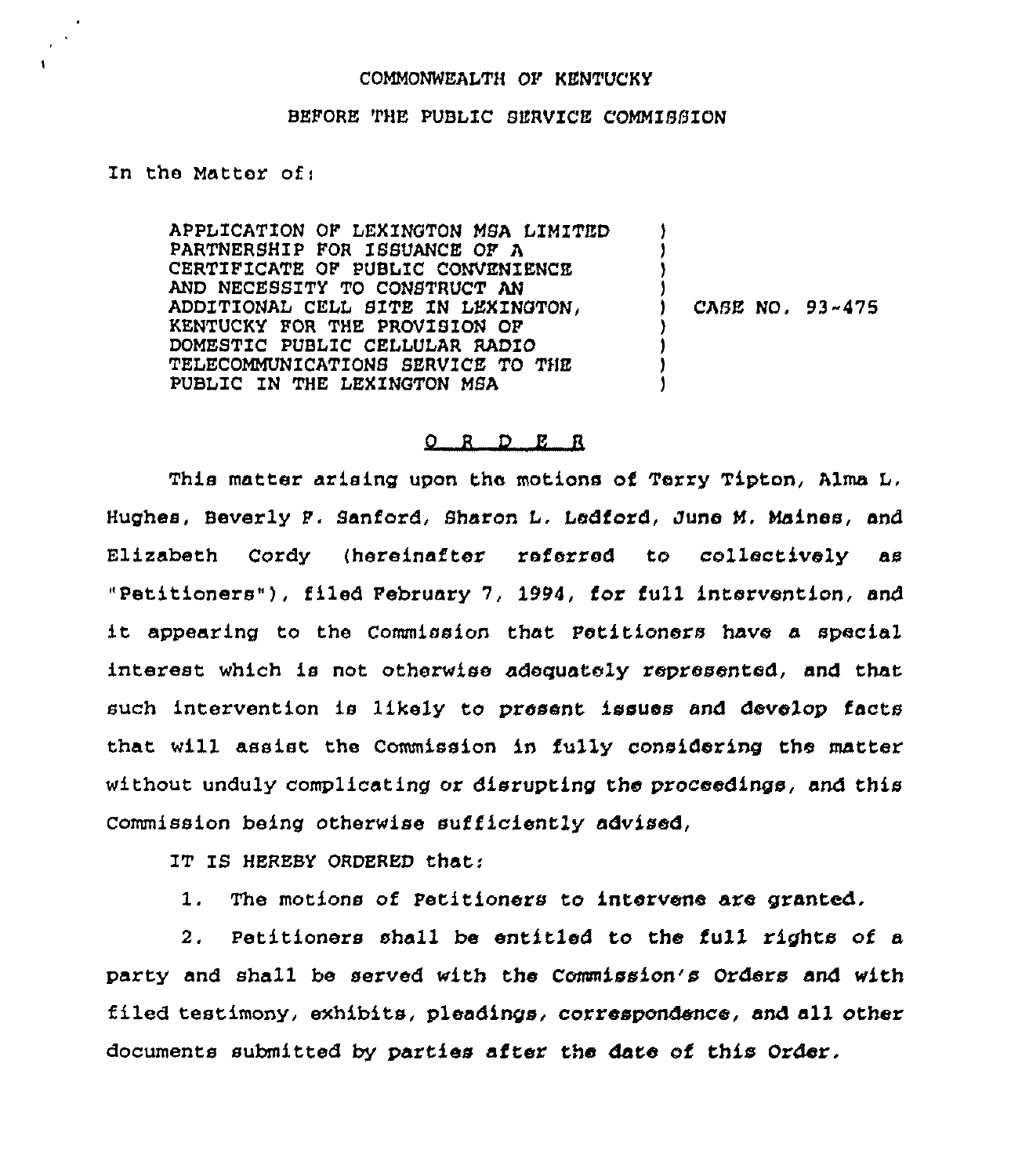COMMONWEALTH OF KENTUCKY

BEFORE THE PUBLIC SERVICE COMMISSION

In the Matter of:

| | | |
|---|---|---|
| APPLICATION OF LEXINGTON MSA LIMITED PARTNERSHIP FOR ISSUANCE OF A CERTIFICATE OF PUBLIC CONVENIENCE AND NECESSITY TO CONSTRUCT AN ADDITIONAL CELL SITE IN LEXINGTON, KENTUCKY FOR THE PROVISION OF DOMESTIC PUBLIC CELLULAR RADIO TELECOMMUNICATIONS SERVICE TO THE PUBLIC IN THE LEXINGTON MSA | ) | CASE NO. 93-475 |

## O R D E R

This matter arising upon the motions of Terry Tipton, Alma L. Hughes, Beverly F. Sanford, Sharon L. Ledford, June M. Maines, and Elizabeth Cordy (hereinafter referred to collectively as "Petitioners"), filed February 7, 1994, for full intervention, and it appearing to the Commission that Petitioners have a special interest which is not otherwise adequately represented, and that such intervention is likely to present issues and develop facts that will assist the Commission in fully considering the matter without unduly complicating or disrupting the proceedings, and this Commission being otherwise sufficiently advised,

IT IS HEREBY ORDERED that:

1. The motions of Petitioners to intervene are granted.

2. Petitioners shall be entitled to the full rights of a party and shall be served with the Commission's Orders and with filed testimony, exhibits, pleadings, correspondence, and all other documents submitted by parties after the date of this Order.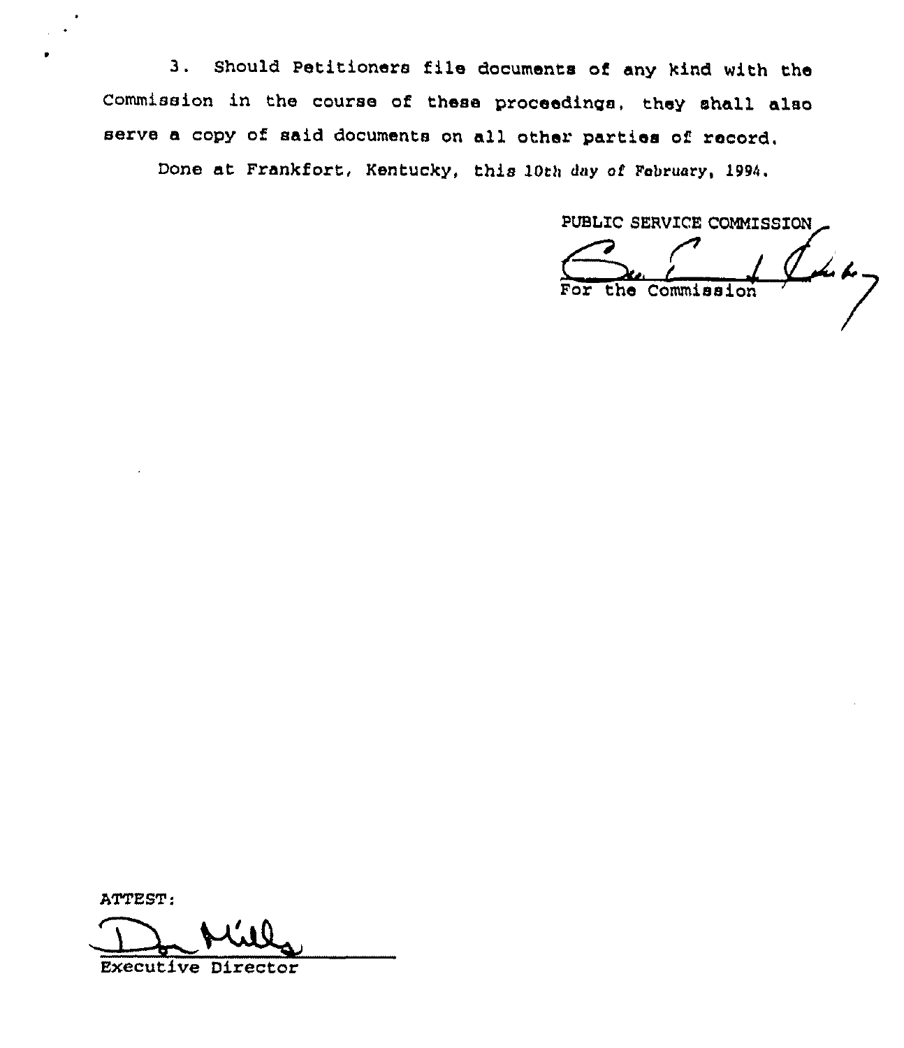3. Should Petitioners file documents of any kind with the Commission in the course of these proceedings, they shall also serve a copy of said documents on all other parties of record.

Done at Frankfort, Kentucky, this 10th day of February, 1994.

PUBLIC SERVICE COMMISSION

For the Commission

ATTEST:

Executive Director